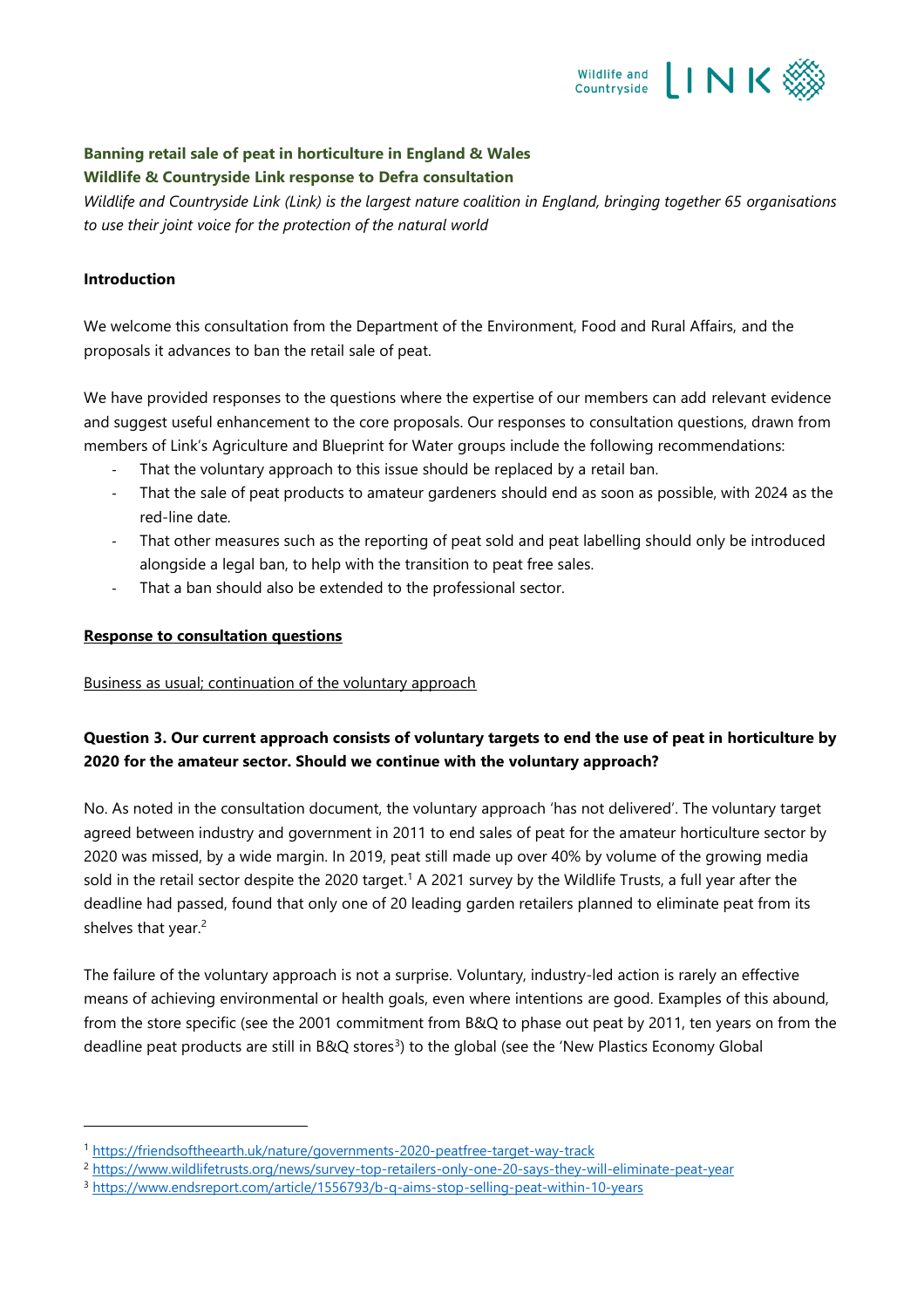**Banning retail sale of peat in horticulture in England & Wales**
**Wildlife & Countryside Link response to Defra consultation**

*Wildlife and Countryside Link (Link) is the largest nature coalition in England, bringing together 65 organisations to use their joint voice for the protection of the natural world*

**Introduction**

We welcome this consultation from the Department of the Environment, Food and Rural Affairs, and the proposals it advances to ban the retail sale of peat.

We have provided responses to the questions where the expertise of our members can add relevant evidence and suggest useful enhancement to the core proposals. Our responses to consultation questions, drawn from members of Link's Agriculture and Blueprint for Water groups include the following recommendations:

- That the voluntary approach to this issue should be replaced by a retail ban.
- That the sale of peat products to amateur gardeners should end as soon as possible, with 2024 as the red-line date.
- That other measures such as the reporting of peat sold and peat labelling should only be introduced alongside a legal ban, to help with the transition to peat free sales.
- That a ban should also be extended to the professional sector.

**Response to consultation questions**

Business as usual; continuation of the voluntary approach

**Question 3. Our current approach consists of voluntary targets to end the use of peat in horticulture by 2020 for the amateur sector. Should we continue with the voluntary approach?**

No. As noted in the consultation document, the voluntary approach 'has not delivered'. The voluntary target agreed between industry and government in 2011 to end sales of peat for the amateur horticulture sector by 2020 was missed, by a wide margin. In 2019, peat still made up over 40% by volume of the growing media sold in the retail sector despite the 2020 target.[1] A 2021 survey by the Wildlife Trusts, a full year after the deadline had passed, found that only one of 20 leading garden retailers planned to eliminate peat from its shelves that year.[2]

The failure of the voluntary approach is not a surprise. Voluntary, industry-led action is rarely an effective means of achieving environmental or health goals, even where intentions are good. Examples of this abound, from the store specific (see the 2001 commitment from B&Q to phase out peat by 2011, ten years on from the deadline peat products are still in B&Q stores[3]) to the global (see the 'New Plastics Economy Global

---

[1] https://friendsoftheearth.uk/nature/governments-2020-peatfree-target-way-track

[2] https://www.wildlifetrusts.org/news/survey-top-retailers-only-one-20-says-they-will-eliminate-peat-year

[3] https://www.endsreport.com/article/1556793/b-q-aims-stop-selling-peat-within-10-years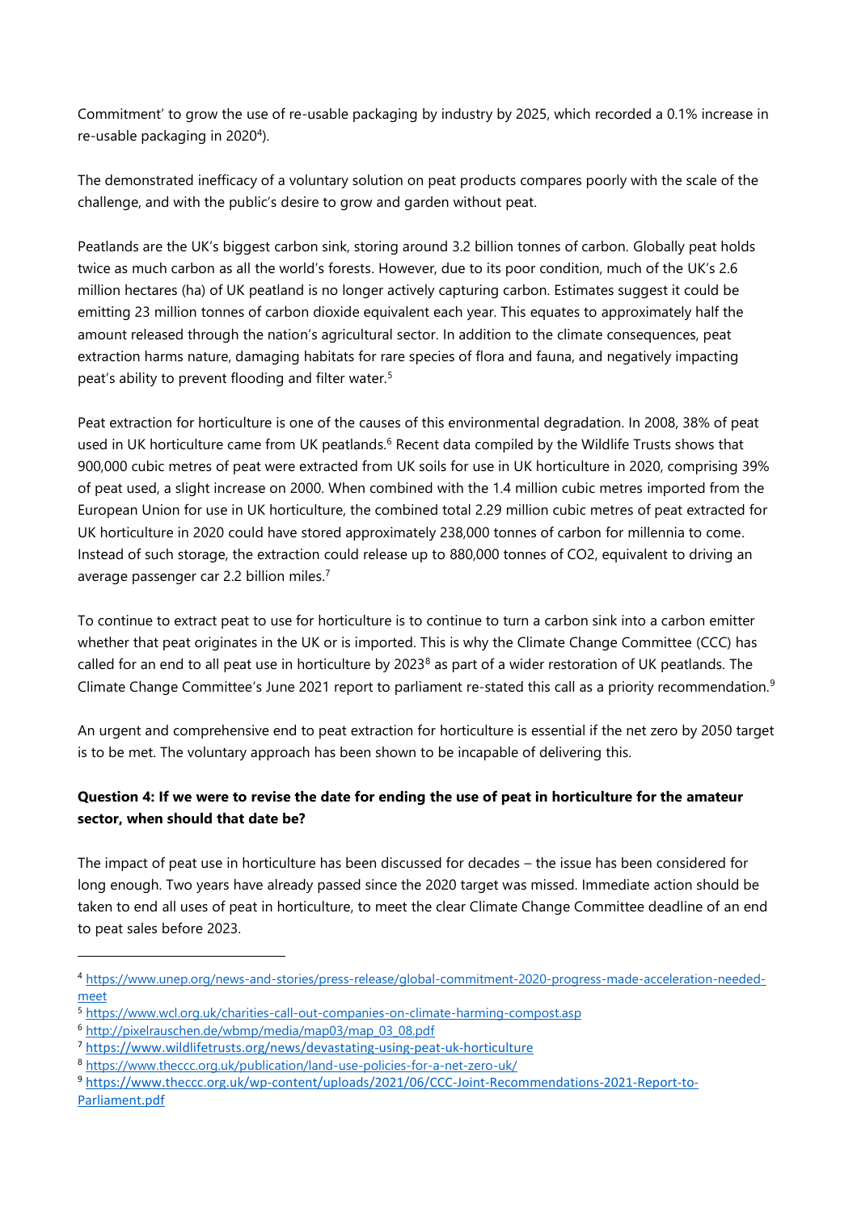Commitment' to grow the use of re-usable packaging by industry by 2025, which recorded a 0.1% increase in re-usable packaging in 2020[4]).

The demonstrated inefficacy of a voluntary solution on peat products compares poorly with the scale of the challenge, and with the public's desire to grow and garden without peat.

Peatlands are the UK's biggest carbon sink, storing around 3.2 billion tonnes of carbon. Globally peat holds twice as much carbon as all the world's forests. However, due to its poor condition, much of the UK's 2.6 million hectares (ha) of UK peatland is no longer actively capturing carbon. Estimates suggest it could be emitting 23 million tonnes of carbon dioxide equivalent each year. This equates to approximately half the amount released through the nation's agricultural sector. In addition to the climate consequences, peat extraction harms nature, damaging habitats for rare species of flora and fauna, and negatively impacting peat's ability to prevent flooding and filter water.[5]

Peat extraction for horticulture is one of the causes of this environmental degradation. In 2008, 38% of peat used in UK horticulture came from UK peatlands.[6] Recent data compiled by the Wildlife Trusts shows that 900,000 cubic metres of peat were extracted from UK soils for use in UK horticulture in 2020, comprising 39% of peat used, a slight increase on 2000. When combined with the 1.4 million cubic metres imported from the European Union for use in UK horticulture, the combined total 2.29 million cubic metres of peat extracted for UK horticulture in 2020 could have stored approximately 238,000 tonnes of carbon for millennia to come. Instead of such storage, the extraction could release up to 880,000 tonnes of $CO_2$, equivalent to driving an average passenger car 2.2 billion miles.[7]

To continue to extract peat to use for horticulture is to continue to turn a carbon sink into a carbon emitter whether that peat originates in the UK or is imported. This is why the Climate Change Committee (CCC) has called for an end to all peat use in horticulture by 2023[8] as part of a wider restoration of UK peatlands. The Climate Change Committee's June 2021 report to parliament re-stated this call as a priority recommendation.[9]

An urgent and comprehensive end to peat extraction for horticulture is essential if the net zero by 2050 target is to be met. The voluntary approach has been shown to be incapable of delivering this.

**Question 4: If we were to revise the date for ending the use of peat in horticulture for the amateur sector, when should that date be?**

The impact of peat use in horticulture has been discussed for decades – the issue has been considered for long enough. Two years have already passed since the 2020 target was missed. Immediate action should be taken to end all uses of peat in horticulture, to meet the clear Climate Change Committee deadline of an end to peat sales before 2023.

---

[4] https://www.unep.org/news-and-stories/press-release/global-commitment-2020-progress-made-acceleration-needed-meet

[5] https://www.wcl.org.uk/charities-call-out-companies-on-climate-harming-compost.asp

[6] http://pixelrauschen.de/wbmp/media/map03/map_03_08.pdf

[7] https://www.wildlifetrusts.org/news/devastating-using-peat-uk-horticulture

[8] https://www.theccc.org.uk/publication/land-use-policies-for-a-net-zero-uk/

[9] https://www.theccc.org.uk/wp-content/uploads/2021/06/CCC-Joint-Recommendations-2021-Report-to-Parliament.pdf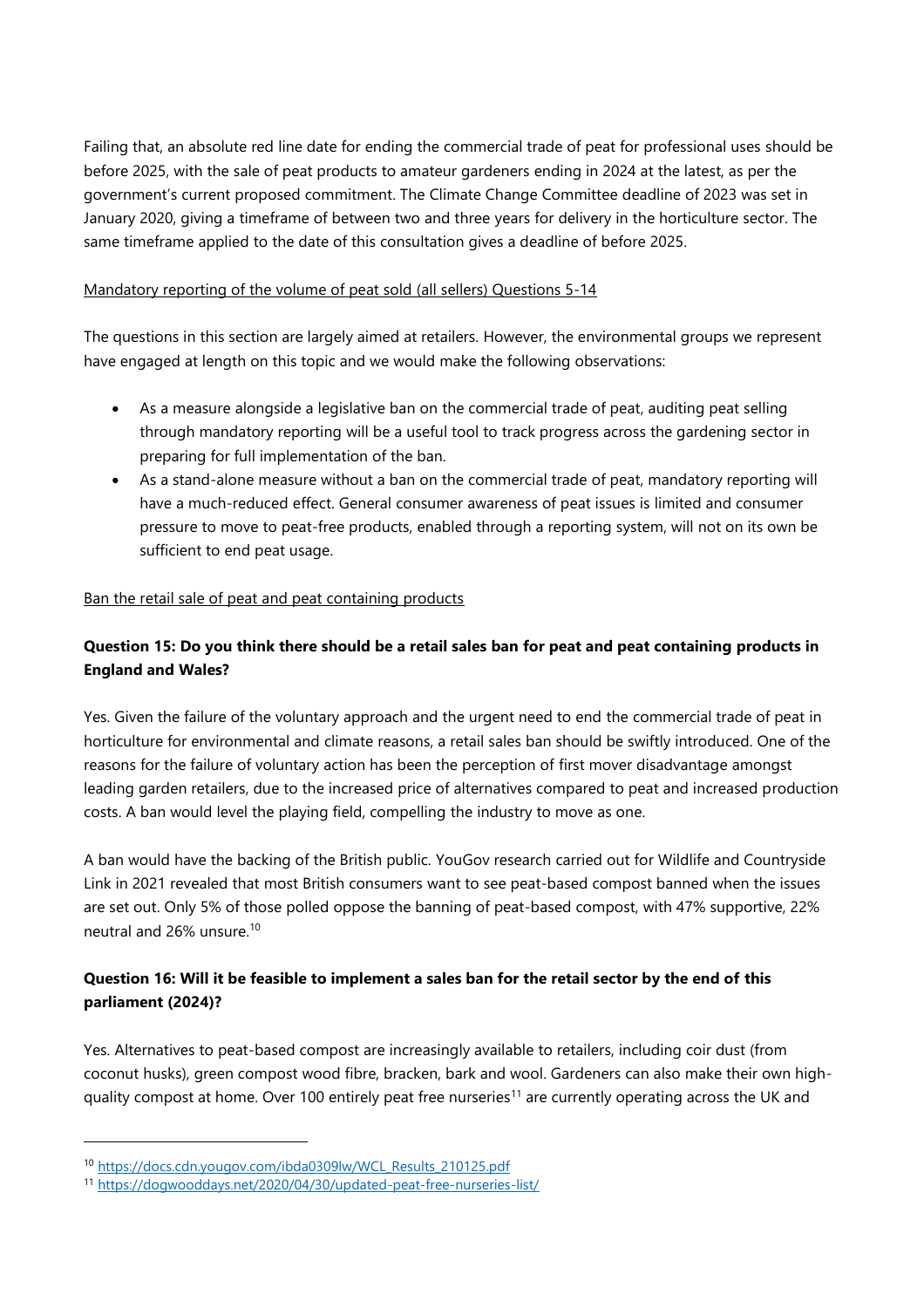Failing that, an absolute red line date for ending the commercial trade of peat for professional uses should be before 2025, with the sale of peat products to amateur gardeners ending in 2024 at the latest, as per the government's current proposed commitment. The Climate Change Committee deadline of 2023 was set in January 2020, giving a timeframe of between two and three years for delivery in the horticulture sector. The same timeframe applied to the date of this consultation gives a deadline of before 2025.

<u>Mandatory reporting of the volume of peat sold (all sellers) Questions 5-14</u>

The questions in this section are largely aimed at retailers. However, the environmental groups we represent have engaged at length on this topic and we would make the following observations:

- As a measure alongside a legislative ban on the commercial trade of peat, auditing peat selling through mandatory reporting will be a useful tool to track progress across the gardening sector in preparing for full implementation of the ban.
- As a stand-alone measure without a ban on the commercial trade of peat, mandatory reporting will have a much-reduced effect. General consumer awareness of peat issues is limited and consumer pressure to move to peat-free products, enabled through a reporting system, will not on its own be sufficient to end peat usage.

<u>Ban the retail sale of peat and peat containing products</u>

**Question 15: Do you think there should be a retail sales ban for peat and peat containing products in England and Wales?**

Yes. Given the failure of the voluntary approach and the urgent need to end the commercial trade of peat in horticulture for environmental and climate reasons, a retail sales ban should be swiftly introduced. One of the reasons for the failure of voluntary action has been the perception of first mover disadvantage amongst leading garden retailers, due to the increased price of alternatives compared to peat and increased production costs. A ban would level the playing field, compelling the industry to move as one.

A ban would have the backing of the British public. YouGov research carried out for Wildlife and Countryside Link in 2021 revealed that most British consumers want to see peat-based compost banned when the issues are set out. Only 5% of those polled oppose the banning of peat-based compost, with 47% supportive, 22% neutral and 26% unsure.[10]

**Question 16: Will it be feasible to implement a sales ban for the retail sector by the end of this parliament (2024)?**

Yes. Alternatives to peat-based compost are increasingly available to retailers, including coir dust (from coconut husks), green compost wood fibre, bracken, bark and wool. Gardeners can also make their own high-quality compost at home. Over 100 entirely peat free nurseries[11] are currently operating across the UK and

---

[10] https://docs.cdn.yougov.com/ibda0309lw/WCL_Results_210125.pdf

[11] https://dogwooddays.net/2020/04/30/updated-peat-free-nurseries-list/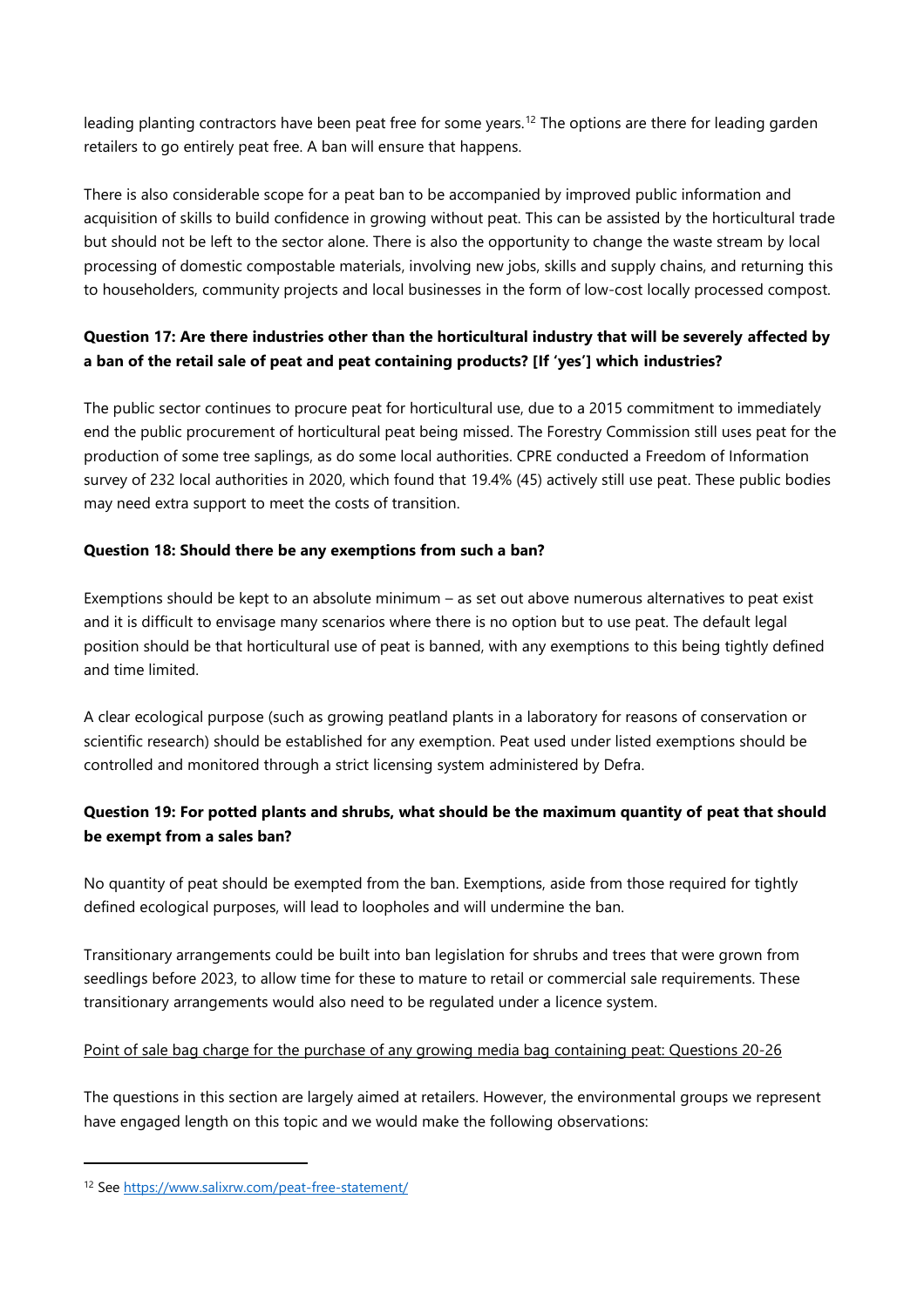leading planting contractors have been peat free for some years.[12] The options are there for leading garden retailers to go entirely peat free. A ban will ensure that happens.

There is also considerable scope for a peat ban to be accompanied by improved public information and acquisition of skills to build confidence in growing without peat. This can be assisted by the horticultural trade but should not be left to the sector alone. There is also the opportunity to change the waste stream by local processing of domestic compostable materials, involving new jobs, skills and supply chains, and returning this to householders, community projects and local businesses in the form of low-cost locally processed compost.

**Question 17: Are there industries other than the horticultural industry that will be severely affected by a ban of the retail sale of peat and peat containing products? [If 'yes'] which industries?**

The public sector continues to procure peat for horticultural use, due to a 2015 commitment to immediately end the public procurement of horticultural peat being missed. The Forestry Commission still uses peat for the production of some tree saplings, as do some local authorities. CPRE conducted a Freedom of Information survey of 232 local authorities in 2020, which found that 19.4% (45) actively still use peat. These public bodies may need extra support to meet the costs of transition.

**Question 18: Should there be any exemptions from such a ban?**

Exemptions should be kept to an absolute minimum – as set out above numerous alternatives to peat exist and it is difficult to envisage many scenarios where there is no option but to use peat. The default legal position should be that horticultural use of peat is banned, with any exemptions to this being tightly defined and time limited.

A clear ecological purpose (such as growing peatland plants in a laboratory for reasons of conservation or scientific research) should be established for any exemption. Peat used under listed exemptions should be controlled and monitored through a strict licensing system administered by Defra.

**Question 19: For potted plants and shrubs, what should be the maximum quantity of peat that should be exempt from a sales ban?**

No quantity of peat should be exempted from the ban. Exemptions, aside from those required for tightly defined ecological purposes, will lead to loopholes and will undermine the ban.

Transitionary arrangements could be built into ban legislation for shrubs and trees that were grown from seedlings before 2023, to allow time for these to mature to retail or commercial sale requirements. These transitionary arrangements would also need to be regulated under a licence system.

<u>Point of sale bag charge for the purchase of any growing media bag containing peat: Questions 20-26</u>

The questions in this section are largely aimed at retailers. However, the environmental groups we represent have engaged length on this topic and we would make the following observations:

---

[12] See https://www.salixrw.com/peat-free-statement/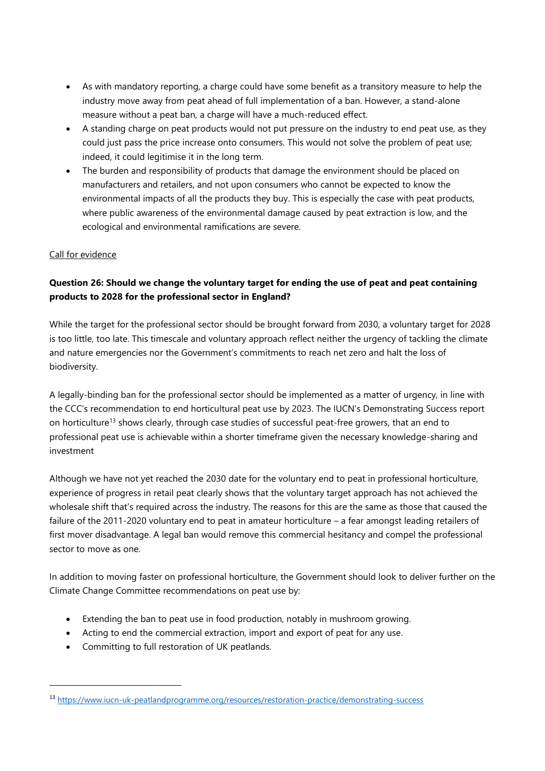- As with mandatory reporting, a charge could have some benefit as a transitory measure to help the industry move away from peat ahead of full implementation of a ban. However, a stand-alone measure without a peat ban, a charge will have a much-reduced effect.
- A standing charge on peat products would not put pressure on the industry to end peat use, as they could just pass the price increase onto consumers. This would not solve the problem of peat use; indeed, it could legitimise it in the long term.
- The burden and responsibility of products that damage the environment should be placed on manufacturers and retailers, and not upon consumers who cannot be expected to know the environmental impacts of all the products they buy. This is especially the case with peat products, where public awareness of the environmental damage caused by peat extraction is low, and the ecological and environmental ramifications are severe.

Call for evidence

**Question 26: Should we change the voluntary target for ending the use of peat and peat containing products to 2028 for the professional sector in England?**

While the target for the professional sector should be brought forward from 2030, a voluntary target for 2028 is too little, too late. This timescale and voluntary approach reflect neither the urgency of tackling the climate and nature emergencies nor the Government's commitments to reach net zero and halt the loss of biodiversity.

A legally-binding ban for the professional sector should be implemented as a matter of urgency, in line with the CCC's recommendation to end horticultural peat use by 2023. The IUCN's Demonstrating Success report on horticulture[13] shows clearly, through case studies of successful peat-free growers, that an end to professional peat use is achievable within a shorter timeframe given the necessary knowledge-sharing and investment

Although we have not yet reached the 2030 date for the voluntary end to peat in professional horticulture, experience of progress in retail peat clearly shows that the voluntary target approach has not achieved the wholesale shift that's required across the industry. The reasons for this are the same as those that caused the failure of the 2011-2020 voluntary end to peat in amateur horticulture – a fear amongst leading retailers of first mover disadvantage. A legal ban would remove this commercial hesitancy and compel the professional sector to move as one.

In addition to moving faster on professional horticulture, the Government should look to deliver further on the Climate Change Committee recommendations on peat use by:

- Extending the ban to peat use in food production, notably in mushroom growing.
- Acting to end the commercial extraction, import and export of peat for any use.
- Committing to full restoration of UK peatlands.

---

[13] https://www.iucn-uk-peatlandprogramme.org/resources/restoration-practice/demonstrating-success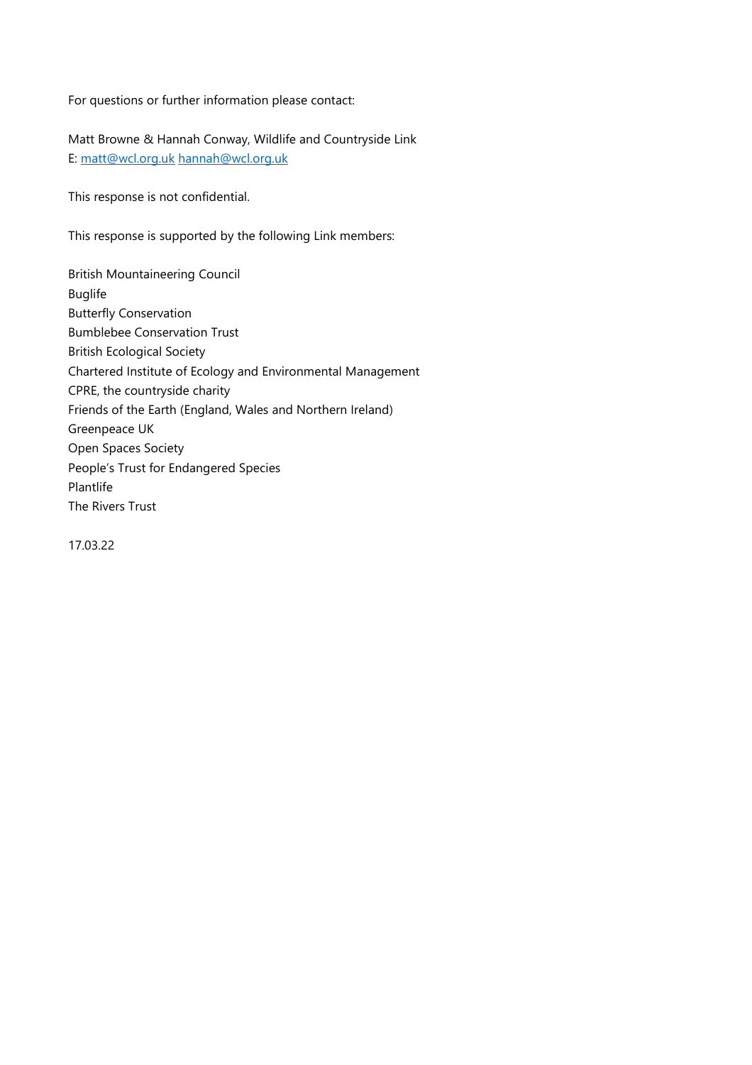For questions or further information please contact:

Matt Browne & Hannah Conway, Wildlife and Countryside Link
E: [matt@wcl.org.uk](mailto:matt@wcl.org.uk) [hannah@wcl.org.uk](mailto:hannah@wcl.org.uk)

This response is not confidential.

This response is supported by the following Link members:

British Mountaineering Council
Buglife
Butterfly Conservation
Bumblebee Conservation Trust
British Ecological Society
Chartered Institute of Ecology and Environmental Management
CPRE, the countryside charity
Friends of the Earth (England, Wales and Northern Ireland)
Greenpeace UK
Open Spaces Society
People's Trust for Endangered Species
Plantlife
The Rivers Trust

17.03.22